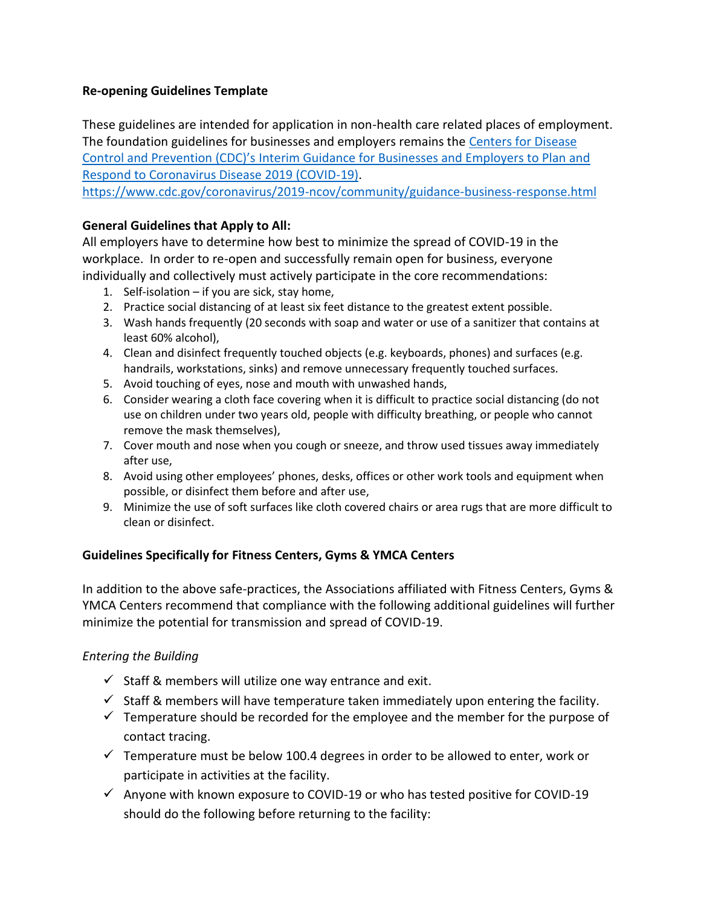**Re-opening Guidelines Template**

These guidelines are intended for application in non-health care related places of employment. The foundation guidelines for businesses and employers remains the [Centers for Disease Control and Prevention (CDC)'s Interim Guidance for Businesses and Employers to Plan and Respond to Coronavirus Disease 2019 (COVID-19)](https://www.cdc.gov/coronavirus/2019-ncov/community/guidance-business-response.html).
https://www.cdc.gov/coronavirus/2019-ncov/community/guidance-business-response.html

**General Guidelines that Apply to All:**

All employers have to determine how best to minimize the spread of COVID-19 in the workplace. In order to re-open and successfully remain open for business, everyone individually and collectively must actively participate in the core recommendations:

1. Self-isolation – if you are sick, stay home,
2. Practice social distancing of at least six feet distance to the greatest extent possible.
3. Wash hands frequently (20 seconds with soap and water or use of a sanitizer that contains at least 60% alcohol),
4. Clean and disinfect frequently touched objects (e.g. keyboards, phones) and surfaces (e.g. handrails, workstations, sinks) and remove unnecessary frequently touched surfaces.
5. Avoid touching of eyes, nose and mouth with unwashed hands,
6. Consider wearing a cloth face covering when it is difficult to practice social distancing (do not use on children under two years old, people with difficulty breathing, or people who cannot remove the mask themselves),
7. Cover mouth and nose when you cough or sneeze, and throw used tissues away immediately after use,
8. Avoid using other employees' phones, desks, offices or other work tools and equipment when possible, or disinfect them before and after use,
9. Minimize the use of soft surfaces like cloth covered chairs or area rugs that are more difficult to clean or disinfect.

**Guidelines Specifically for Fitness Centers, Gyms & YMCA Centers**

In addition to the above safe-practices, the Associations affiliated with Fitness Centers, Gyms & YMCA Centers recommend that compliance with the following additional guidelines will further minimize the potential for transmission and spread of COVID-19.

*Entering the Building*

- ✓ Staff & members will utilize one way entrance and exit.
- ✓ Staff & members will have temperature taken immediately upon entering the facility.
- ✓ Temperature should be recorded for the employee and the member for the purpose of contact tracing.
- ✓ Temperature must be below 100.4 degrees in order to be allowed to enter, work or participate in activities at the facility.
- ✓ Anyone with known exposure to COVID-19 or who has tested positive for COVID-19 should do the following before returning to the facility: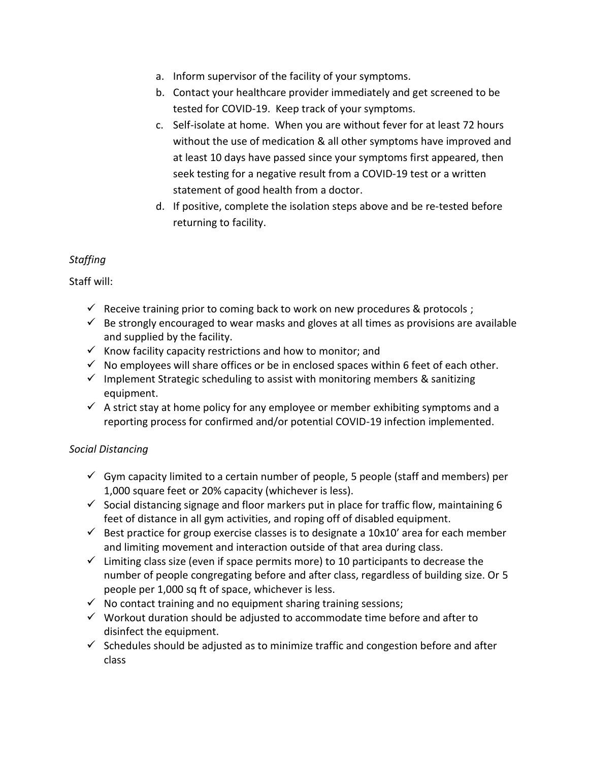a. Inform supervisor of the facility of your symptoms.
b. Contact your healthcare provider immediately and get screened to be tested for COVID-19. Keep track of your symptoms.
c. Self-isolate at home. When you are without fever for at least 72 hours without the use of medication & all other symptoms have improved and at least 10 days have passed since your symptoms first appeared, then seek testing for a negative result from a COVID-19 test or a written statement of good health from a doctor.
d. If positive, complete the isolation steps above and be re-tested before returning to facility.

*Staffing*

Staff will:

- ✓ Receive training prior to coming back to work on new procedures & protocols ;
- ✓ Be strongly encouraged to wear masks and gloves at all times as provisions are available and supplied by the facility.
- ✓ Know facility capacity restrictions and how to monitor; and
- ✓ No employees will share offices or be in enclosed spaces within 6 feet of each other.
- ✓ Implement Strategic scheduling to assist with monitoring members & sanitizing equipment.
- ✓ A strict stay at home policy for any employee or member exhibiting symptoms and a reporting process for confirmed and/or potential COVID-19 infection implemented.

*Social Distancing*

- ✓ Gym capacity limited to a certain number of people, 5 people (staff and members) per 1,000 square feet or 20% capacity (whichever is less).
- ✓ Social distancing signage and floor markers put in place for traffic flow, maintaining 6 feet of distance in all gym activities, and roping off of disabled equipment.
- ✓ Best practice for group exercise classes is to designate a 10x10' area for each member and limiting movement and interaction outside of that area during class.
- ✓ Limiting class size (even if space permits more) to 10 participants to decrease the number of people congregating before and after class, regardless of building size. Or 5 people per 1,000 sq ft of space, whichever is less.
- ✓ No contact training and no equipment sharing training sessions;
- ✓ Workout duration should be adjusted to accommodate time before and after to disinfect the equipment.
- ✓ Schedules should be adjusted as to minimize traffic and congestion before and after class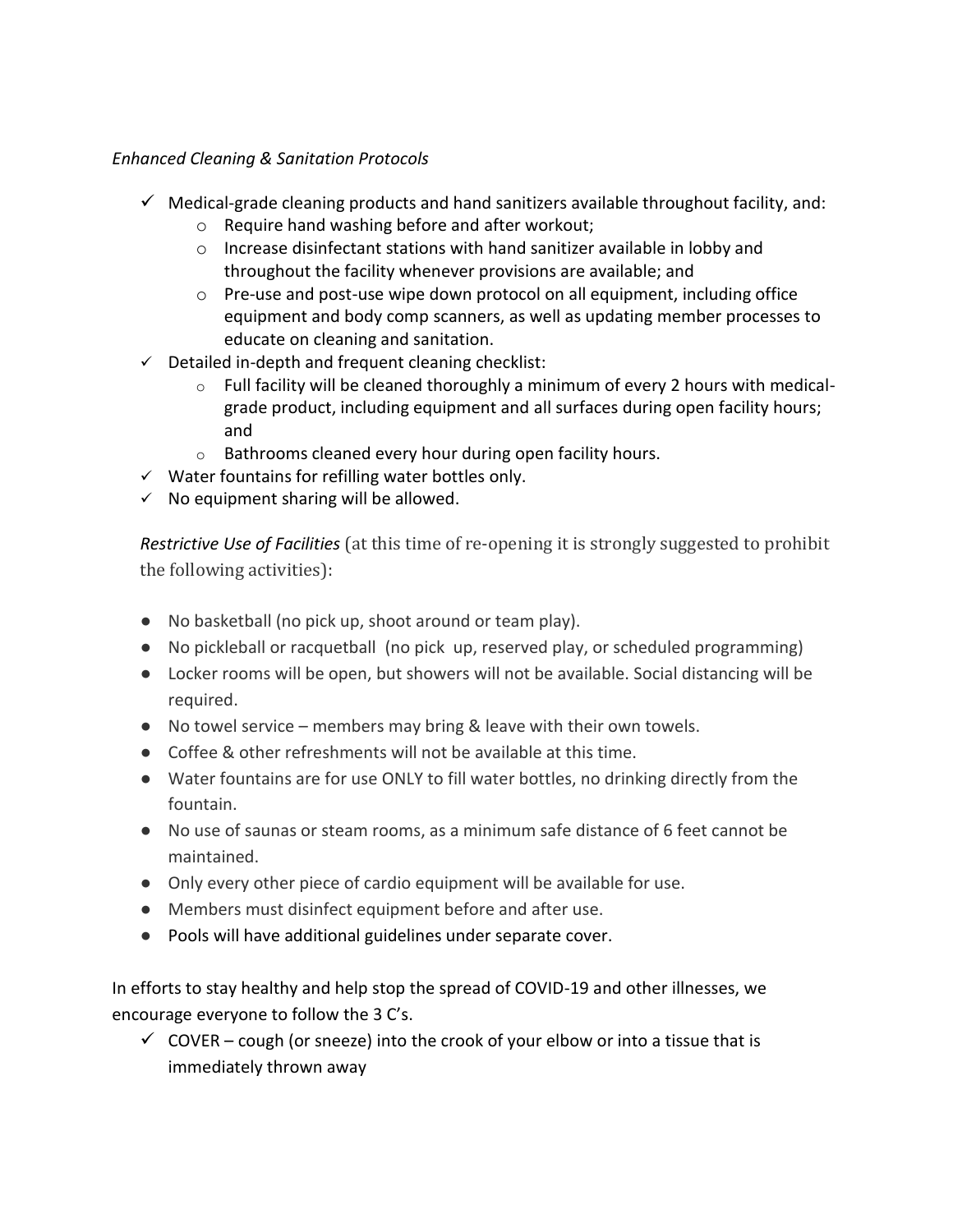*Enhanced Cleaning & Sanitation Protocols*

- ✓ Medical-grade cleaning products and hand sanitizers available throughout facility, and:
  - o Require hand washing before and after workout;
  - o Increase disinfectant stations with hand sanitizer available in lobby and throughout the facility whenever provisions are available; and
  - o Pre-use and post-use wipe down protocol on all equipment, including office equipment and body comp scanners, as well as updating member processes to educate on cleaning and sanitation.
- ✓ Detailed in-depth and frequent cleaning checklist:
  - o Full facility will be cleaned thoroughly a minimum of every 2 hours with medical-grade product, including equipment and all surfaces during open facility hours; and
  - o Bathrooms cleaned every hour during open facility hours.
- ✓ Water fountains for refilling water bottles only.
- ✓ No equipment sharing will be allowed.

*Restrictive Use of Facilities* (at this time of re-opening it is strongly suggested to prohibit the following activities):

- No basketball (no pick up, shoot around or team play).
- No pickleball or racquetball (no pick up, reserved play, or scheduled programming)
- Locker rooms will be open, but showers will not be available. Social distancing will be required.
- No towel service – members may bring & leave with their own towels.
- Coffee & other refreshments will not be available at this time.
- Water fountains are for use ONLY to fill water bottles, no drinking directly from the fountain.
- No use of saunas or steam rooms, as a minimum safe distance of 6 feet cannot be maintained.
- Only every other piece of cardio equipment will be available for use.
- Members must disinfect equipment before and after use.
- Pools will have additional guidelines under separate cover.

In efforts to stay healthy and help stop the spread of COVID-19 and other illnesses, we encourage everyone to follow the 3 C's.

- ✓ COVER – cough (or sneeze) into the crook of your elbow or into a tissue that is immediately thrown away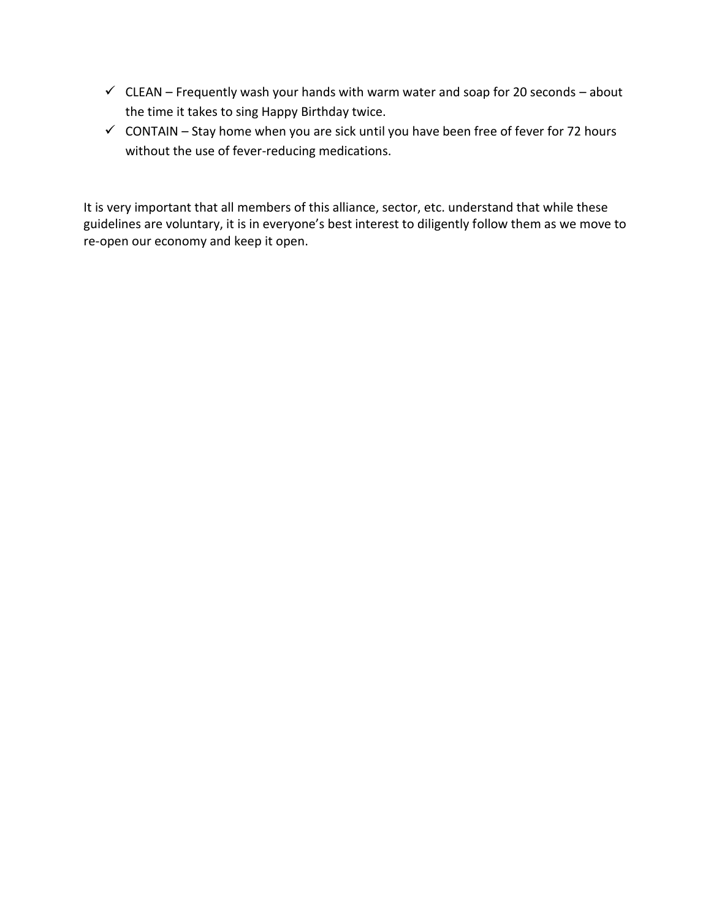- ✓ CLEAN – Frequently wash your hands with warm water and soap for 20 seconds – about the time it takes to sing Happy Birthday twice.
- ✓ CONTAIN – Stay home when you are sick until you have been free of fever for 72 hours without the use of fever-reducing medications.

It is very important that all members of this alliance, sector, etc. understand that while these guidelines are voluntary, it is in everyone's best interest to diligently follow them as we move to re-open our economy and keep it open.